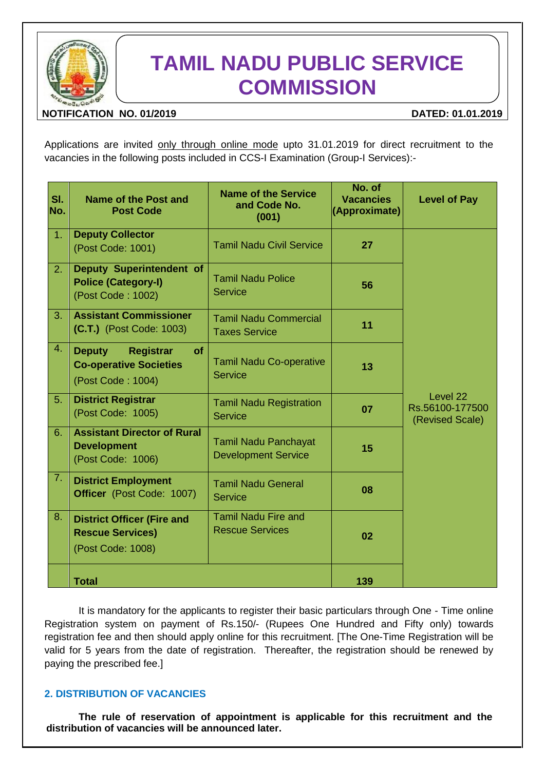# TAMIL NADU PUBLIC SERVICE COMMISSION

**NOTIFICATION NO. 01/2019** **DATED: 01.01.2019**

Applications are invited only through online mode upto 31.01.2019 for direct recruitment to the vacancies in the following posts included in CCS-I Examination (Group-I Services):-

| Sl. No. | Name of the Post and Post Code | Name of the Service and Code No. (001) | No. of Vacancies (Approximate) | Level of Pay |
|---|---|---|---|---|
| 1. | **Deputy Collector** (Post Code: 1001) | Tamil Nadu Civil Service | **27** | Level 22 Rs.56100-177500 (Revised Scale) |
| 2. | **Deputy Superintendent of Police (Category-I)** (Post Code : 1002) | Tamil Nadu Police Service | **56** | |
| 3. | **Assistant Commissioner (C.T.)** (Post Code: 1003) | Tamil Nadu Commercial Taxes Service | **11** | |
| 4. | **Deputy Registrar of Co-operative Societies** (Post Code : 1004) | Tamil Nadu Co-operative Service | **13** | |
| 5. | **District Registrar** (Post Code: 1005) | Tamil Nadu Registration Service | **07** | |
| 6. | **Assistant Director of Rural Development** (Post Code: 1006) | Tamil Nadu Panchayat Development Service | **15** | |
| 7. | **District Employment Officer** (Post Code: 1007) | Tamil Nadu General Service | **08** | |
| 8. | **District Officer (Fire and Rescue Services)** (Post Code: 1008) | Tamil Nadu Fire and Rescue Services | **02** | |
| | **Total** | | **139** | |

It is mandatory for the applicants to register their basic particulars through One - Time online Registration system on payment of Rs.150/- (Rupees One Hundred and Fifty only) towards registration fee and then should apply online for this recruitment. [The One-Time Registration will be valid for 5 years from the date of registration. Thereafter, the registration should be renewed by paying the prescribed fee.]

## 2. DISTRIBUTION OF VACANCIES

**The rule of reservation of appointment is applicable for this recruitment and the distribution of vacancies will be announced later.**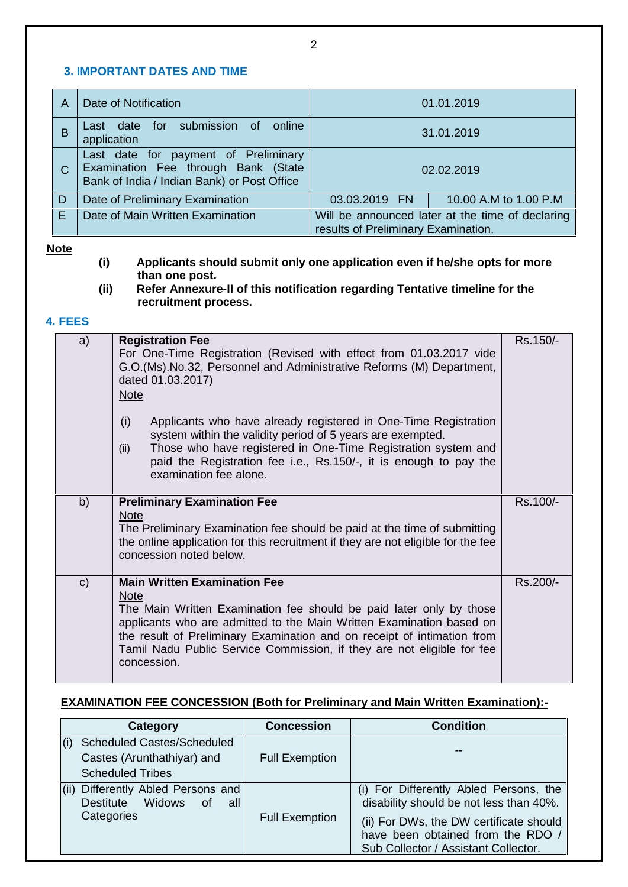### 3. IMPORTANT DATES AND TIME

| | | | |
|---|---|---|---|
| A | Date of Notification | 01.01.2019 | |
| B | Last date for submission of online application | 31.01.2019 | |
| C | Last date for payment of Preliminary Examination Fee through Bank (State Bank of India / Indian Bank) or Post Office | 02.02.2019 | |
| D | Date of Preliminary Examination | 03.03.2019 FN | 10.00 A.M to 1.00 P.M |
| E | Date of Main Written Examination | Will be announced later at the time of declaring results of Preliminary Examination. | |

**Note**

- **(i) Applicants should submit only one application even if he/she opts for more than one post.**
- **(ii) Refer Annexure-II of this notification regarding Tentative timeline for the recruitment process.**

### 4. FEES

| | | |
|---|---|---|
| a) | **Registration Fee**<br>For One-Time Registration (Revised with effect from 01.03.2017 vide G.O.(Ms).No.32, Personnel and Administrative Reforms (M) Department, dated 01.03.2017)<br>Note<br>(i) Applicants who have already registered in One-Time Registration system within the validity period of 5 years are exempted.<br>(ii) Those who have registered in One-Time Registration system and paid the Registration fee i.e., Rs.150/-, it is enough to pay the examination fee alone. | Rs.150/- |
| b) | **Preliminary Examination Fee**<br>Note<br>The Preliminary Examination fee should be paid at the time of submitting the online application for this recruitment if they are not eligible for the fee concession noted below. | Rs.100/- |
| c) | **Main Written Examination Fee**<br>Note<br>The Main Written Examination fee should be paid later only by those applicants who are admitted to the Main Written Examination based on the result of Preliminary Examination and on receipt of intimation from Tamil Nadu Public Service Commission, if they are not eligible for fee concession. | Rs.200/- |

**EXAMINATION FEE CONCESSION (Both for Preliminary and Main Written Examination):-**

| Category | Concession | Condition |
|---|---|---|
| (i) Scheduled Castes/Scheduled Castes (Arunthathiyar) and Scheduled Tribes | Full Exemption | -- |
| (ii) Differently Abled Persons and Destitute Widows of all Categories | Full Exemption | (i) For Differently Abled Persons, the disability should be not less than 40%.<br>(ii) For DWs, the DW certificate should have been obtained from the RDO / Sub Collector / Assistant Collector. |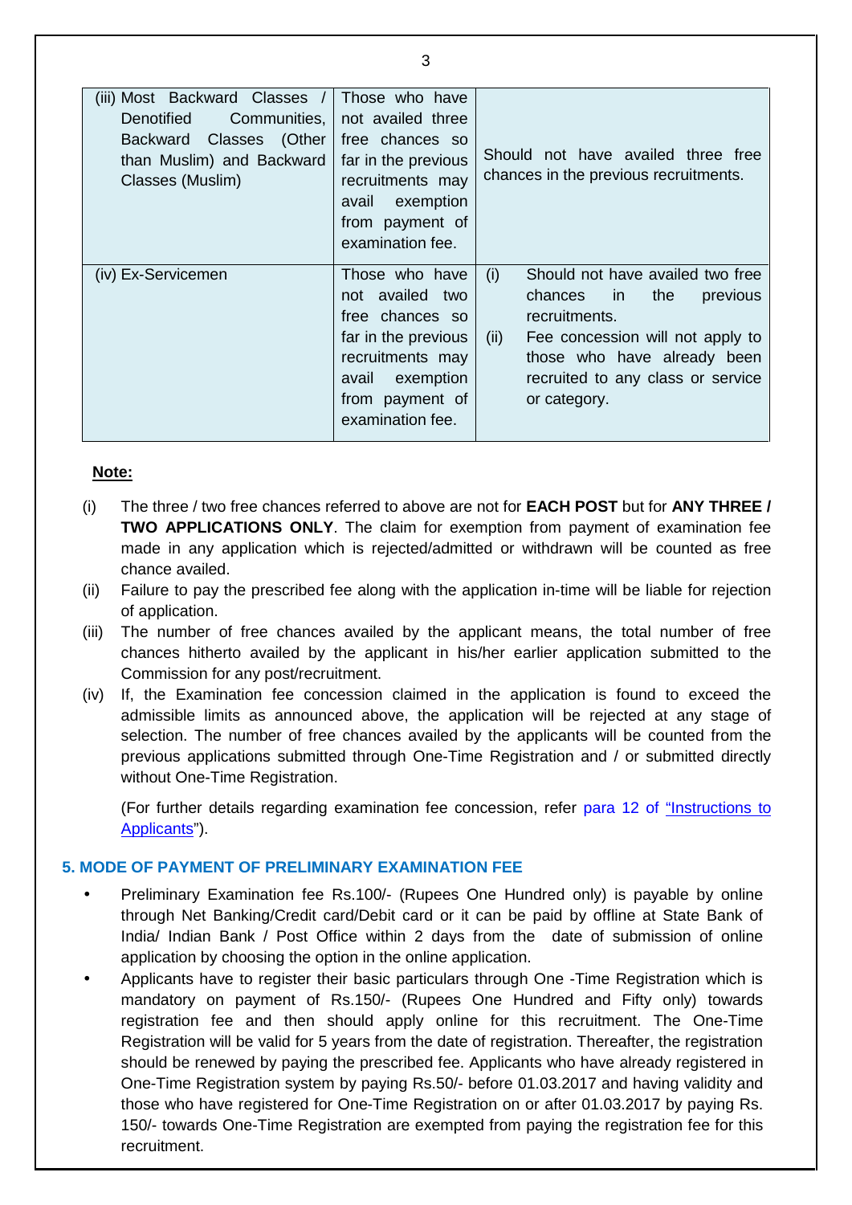| | | |
|---|---|---|
| (iii) Most Backward Classes / Denotified Communities, Backward Classes (Other than Muslim) and Backward Classes (Muslim) | Those who have not availed three free chances so far in the previous recruitments may avail exemption from payment of examination fee. | Should not have availed three free chances in the previous recruitments. |
| (iv) Ex-Servicemen | Those who have not availed two free chances so far in the previous recruitments may avail exemption from payment of examination fee. | (i) Should not have availed two free chances in the previous recruitments. (ii) Fee concession will not apply to those who have already been recruited to any class or service or category. |

**Note:**

(i) The three / two free chances referred to above are not for **EACH POST** but for **ANY THREE / TWO APPLICATIONS ONLY**. The claim for exemption from payment of examination fee made in any application which is rejected/admitted or withdrawn will be counted as free chance availed.

(ii) Failure to pay the prescribed fee along with the application in-time will be liable for rejection of application.

(iii) The number of free chances availed by the applicant means, the total number of free chances hitherto availed by the applicant in his/her earlier application submitted to the Commission for any post/recruitment.

(iv) If, the Examination fee concession claimed in the application is found to exceed the admissible limits as announced above, the application will be rejected at any stage of selection. The number of free chances availed by the applicants will be counted from the previous applications submitted through One-Time Registration and / or submitted directly without One-Time Registration.

(For further details regarding examination fee concession, refer para 12 of "Instructions to Applicants").

## 5. MODE OF PAYMENT OF PRELIMINARY EXAMINATION FEE

- Preliminary Examination fee Rs.100/- (Rupees One Hundred only) is payable by online through Net Banking/Credit card/Debit card or it can be paid by offline at State Bank of India/ Indian Bank / Post Office within 2 days from the date of submission of online application by choosing the option in the online application.
- Applicants have to register their basic particulars through One -Time Registration which is mandatory on payment of Rs.150/- (Rupees One Hundred and Fifty only) towards registration fee and then should apply online for this recruitment. The One-Time Registration will be valid for 5 years from the date of registration. Thereafter, the registration should be renewed by paying the prescribed fee. Applicants who have already registered in One-Time Registration system by paying Rs.50/- before 01.03.2017 and having validity and those who have registered for One-Time Registration on or after 01.03.2017 by paying Rs. 150/- towards One-Time Registration are exempted from paying the registration fee for this recruitment.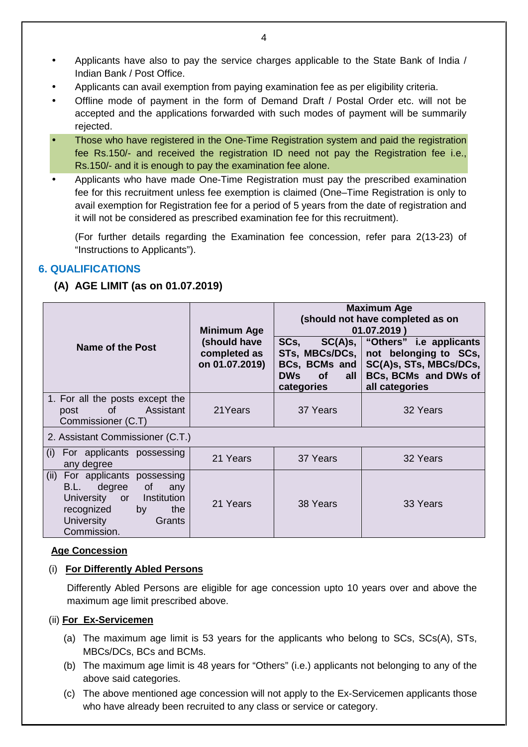- Applicants have also to pay the service charges applicable to the State Bank of India / Indian Bank / Post Office.
- Applicants can avail exemption from paying examination fee as per eligibility criteria.
- Offline mode of payment in the form of Demand Draft / Postal Order etc. will not be accepted and the applications forwarded with such modes of payment will be summarily rejected.
- Those who have registered in the One-Time Registration system and paid the registration fee Rs.150/- and received the registration ID need not pay the Registration fee i.e., Rs.150/- and it is enough to pay the examination fee alone.
- Applicants who have made One-Time Registration must pay the prescribed examination fee for this recruitment unless fee exemption is claimed (One–Time Registration is only to avail exemption for Registration fee for a period of 5 years from the date of registration and it will not be considered as prescribed examination fee for this recruitment).

  (For further details regarding the Examination fee concession, refer para 2(13-23) of "Instructions to Applicants").

## 6. QUALIFICATIONS

### (A) AGE LIMIT (as on 01.07.2019)

| Name of the Post | Minimum Age (should have completed as on 01.07.2019) | Maximum Age (should not have completed as on 01.07.2019 ) | |
|---|---|---|---|
| | | **SCs, SC(A)s, STs, MBCs/DCs, BCs, BCMs and DWs of all categories** | **"Others" i.e applicants not belonging to SCs, SC(A)s, STs, MBCs/DCs, BCs, BCMs and DWs of all categories** |
| 1. For all the posts except the post of Assistant Commissioner (C.T) | 21Years | 37 Years | 32 Years |
| 2. Assistant Commissioner (C.T.) | | | |
| (i) For applicants possessing any degree | 21 Years | 37 Years | 32 Years |
| (ii) For applicants possessing B.L. degree of any University or Institution recognized by the University Grants Commission. | 21 Years | 38 Years | 33 Years |

**Age Concession**

(i) **For Differently Abled Persons**

Differently Abled Persons are eligible for age concession upto 10 years over and above the maximum age limit prescribed above.

(ii) **For Ex-Servicemen**

(a) The maximum age limit is 53 years for the applicants who belong to SCs, SCs(A), STs, MBCs/DCs, BCs and BCMs.

(b) The maximum age limit is 48 years for "Others" (i.e.) applicants not belonging to any of the above said categories.

(c) The above mentioned age concession will not apply to the Ex-Servicemen applicants those who have already been recruited to any class or service or category.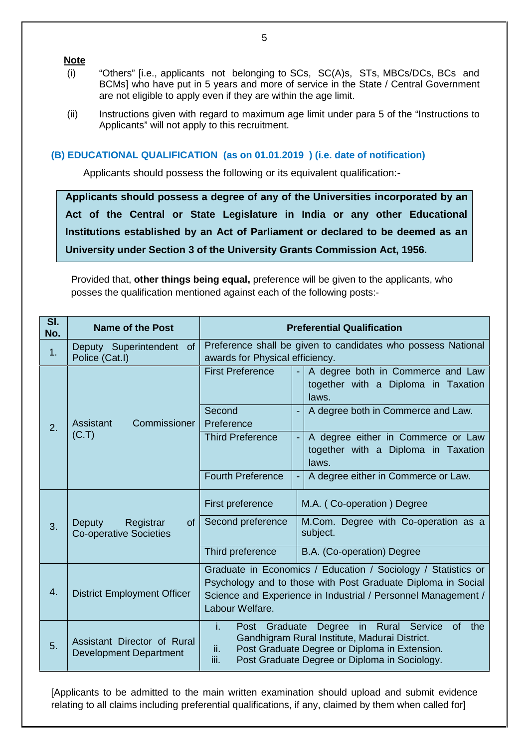**Note**

(i) "Others" [i.e., applicants not belonging to SCs, SC(A)s, STs, MBCs/DCs, BCs and BCMs] who have put in 5 years and more of service in the State / Central Government are not eligible to apply even if they are within the age limit.

(ii) Instructions given with regard to maximum age limit under para 5 of the "Instructions to Applicants" will not apply to this recruitment.

### (B) EDUCATIONAL QUALIFICATION (as on 01.01.2019 ) (i.e. date of notification)

Applicants should possess the following or its equivalent qualification:-

**Applicants should possess a degree of any of the Universities incorporated by an Act of the Central or State Legislature in India or any other Educational Institutions established by an Act of Parliament or declared to be deemed as an University under Section 3 of the University Grants Commission Act, 1956.**

Provided that, **other things being equal,** preference will be given to the applicants, who posses the qualification mentioned against each of the following posts:-

| Sl. No. | Name of the Post | Preferential Qualification | |
|---|---|---|---|
| 1. | Deputy Superintendent of Police (Cat.I) | Preference shall be given to candidates who possess National awards for Physical efficiency. | |
| 2. | Assistant Commissioner (C.T) | First Preference | - A degree both in Commerce and Law together with a Diploma in Taxation laws. |
| | | Second Preference | - A degree both in Commerce and Law. |
| | | Third Preference | - A degree either in Commerce or Law together with a Diploma in Taxation laws. |
| | | Fourth Preference | - A degree either in Commerce or Law. |
| 3. | Deputy Registrar of Co-operative Societies | First preference | M.A. ( Co-operation ) Degree |
| | | Second preference | M.Com. Degree with Co-operation as a subject. |
| | | Third preference | B.A. (Co-operation) Degree |
| 4. | District Employment Officer | Graduate in Economics / Education / Sociology / Statistics or Psychology and to those with Post Graduate Diploma in Social Science and Experience in Industrial / Personnel Management / Labour Welfare. | |
| 5. | Assistant Director of Rural Development Department | i. Post Graduate Degree in Rural Service of the Gandhigram Rural Institute, Madurai District.<br>ii. Post Graduate Degree or Diploma in Extension.<br>iii. Post Graduate Degree or Diploma in Sociology. | |

[Applicants to be admitted to the main written examination should upload and submit evidence relating to all claims including preferential qualifications, if any, claimed by them when called for]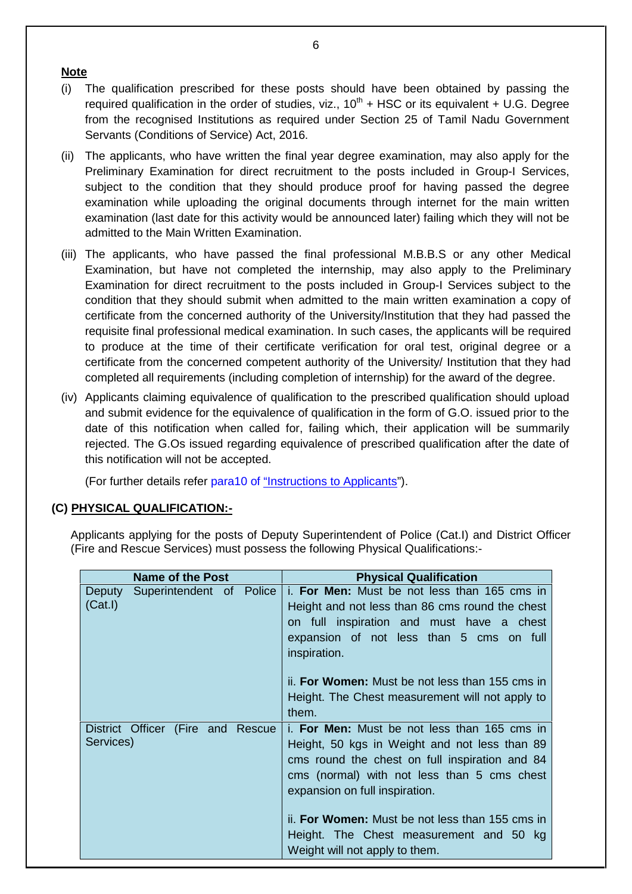**Note**

(i) The qualification prescribed for these posts should have been obtained by passing the required qualification in the order of studies, viz., $10^{th}$ + HSC or its equivalent + U.G. Degree from the recognised Institutions as required under Section 25 of Tamil Nadu Government Servants (Conditions of Service) Act, 2016.

(ii) The applicants, who have written the final year degree examination, may also apply for the Preliminary Examination for direct recruitment to the posts included in Group-I Services, subject to the condition that they should produce proof for having passed the degree examination while uploading the original documents through internet for the main written examination (last date for this activity would be announced later) failing which they will not be admitted to the Main Written Examination.

(iii) The applicants, who have passed the final professional M.B.B.S or any other Medical Examination, but have not completed the internship, may also apply to the Preliminary Examination for direct recruitment to the posts included in Group-I Services subject to the condition that they should submit when admitted to the main written examination a copy of certificate from the concerned authority of the University/Institution that they had passed the requisite final professional medical examination. In such cases, the applicants will be required to produce at the time of their certificate verification for oral test, original degree or a certificate from the concerned competent authority of the University/ Institution that they had completed all requirements (including completion of internship) for the award of the degree.

(iv) Applicants claiming equivalence of qualification to the prescribed qualification should upload and submit evidence for the equivalence of qualification in the form of G.O. issued prior to the date of this notification when called for, failing which, their application will be summarily rejected. The G.Os issued regarding equivalence of prescribed qualification after the date of this notification will not be accepted.

(For further details refer para10 of "Instructions to Applicants").

**(C) PHYSICAL QUALIFICATION:-**

Applicants applying for the posts of Deputy Superintendent of Police (Cat.I) and District Officer (Fire and Rescue Services) must possess the following Physical Qualifications:-

| Name of the Post | Physical Qualification |
|---|---|
| Deputy Superintendent of Police (Cat.I) | i. **For Men:** Must be not less than 165 cms in Height and not less than 86 cms round the chest on full inspiration and must have a chest expansion of not less than 5 cms on full inspiration.<br><br>ii. **For Women:** Must be not less than 155 cms in Height. The Chest measurement will not apply to them. |
| District Officer (Fire and Rescue Services) | i. **For Men:** Must be not less than 165 cms in Height, 50 kgs in Weight and not less than 89 cms round the chest on full inspiration and 84 cms (normal) with not less than 5 cms chest expansion on full inspiration.<br><br>ii. **For Women:** Must be not less than 155 cms in Height. The Chest measurement and 50 kg Weight will not apply to them. |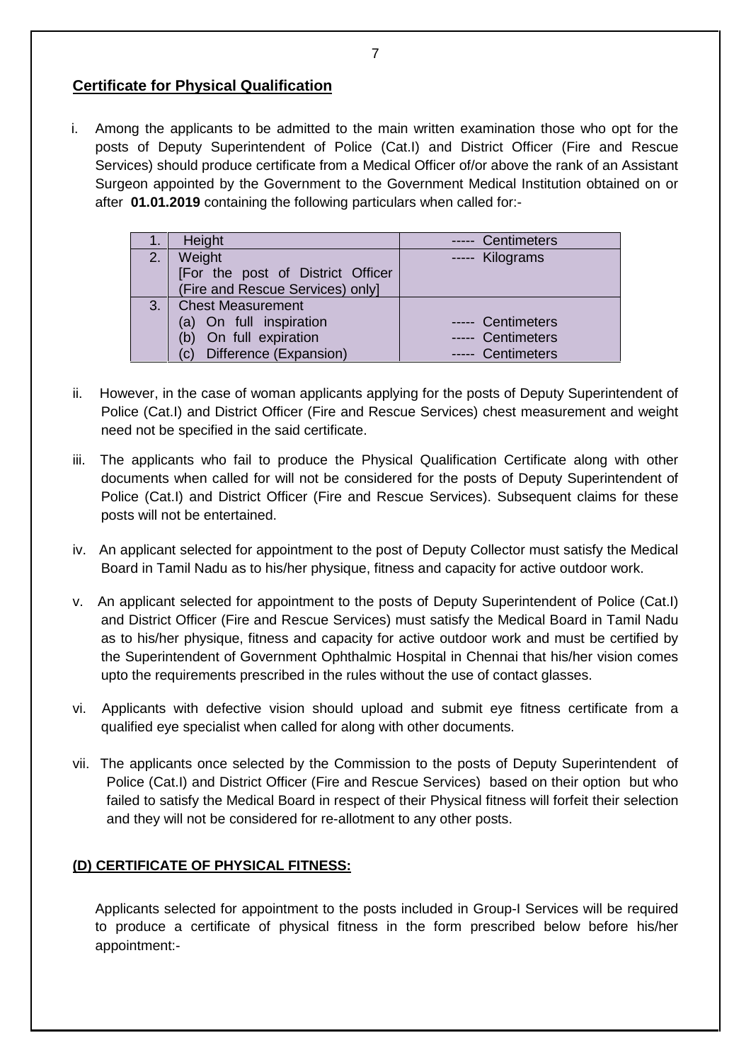## Certificate for Physical Qualification

i. Among the applicants to be admitted to the main written examination those who opt for the posts of Deputy Superintendent of Police (Cat.I) and District Officer (Fire and Rescue Services) should produce certificate from a Medical Officer of/or above the rank of an Assistant Surgeon appointed by the Government to the Government Medical Institution obtained on or after **01.01.2019** containing the following particulars when called for:-

| | | |
|---|---|---|
| 1. | Height | ----- Centimeters |
| 2. | Weight<br>[For the post of District Officer (Fire and Rescue Services) only] | ----- Kilograms |
| 3. | Chest Measurement<br>(a) On full inspiration<br>(b) On full expiration<br>(c) Difference (Expansion) | <br>----- Centimeters<br>----- Centimeters<br>----- Centimeters |

ii. However, in the case of woman applicants applying for the posts of Deputy Superintendent of Police (Cat.I) and District Officer (Fire and Rescue Services) chest measurement and weight need not be specified in the said certificate.

iii. The applicants who fail to produce the Physical Qualification Certificate along with other documents when called for will not be considered for the posts of Deputy Superintendent of Police (Cat.I) and District Officer (Fire and Rescue Services). Subsequent claims for these posts will not be entertained.

iv. An applicant selected for appointment to the post of Deputy Collector must satisfy the Medical Board in Tamil Nadu as to his/her physique, fitness and capacity for active outdoor work.

v. An applicant selected for appointment to the posts of Deputy Superintendent of Police (Cat.I) and District Officer (Fire and Rescue Services) must satisfy the Medical Board in Tamil Nadu as to his/her physique, fitness and capacity for active outdoor work and must be certified by the Superintendent of Government Ophthalmic Hospital in Chennai that his/her vision comes upto the requirements prescribed in the rules without the use of contact glasses.

vi. Applicants with defective vision should upload and submit eye fitness certificate from a qualified eye specialist when called for along with other documents.

vii. The applicants once selected by the Commission to the posts of Deputy Superintendent of Police (Cat.I) and District Officer (Fire and Rescue Services) based on their option but who failed to satisfy the Medical Board in respect of their Physical fitness will forfeit their selection and they will not be considered for re-allotment to any other posts.

## (D) CERTIFICATE OF PHYSICAL FITNESS:

Applicants selected for appointment to the posts included in Group-I Services will be required to produce a certificate of physical fitness in the form prescribed below before his/her appointment:-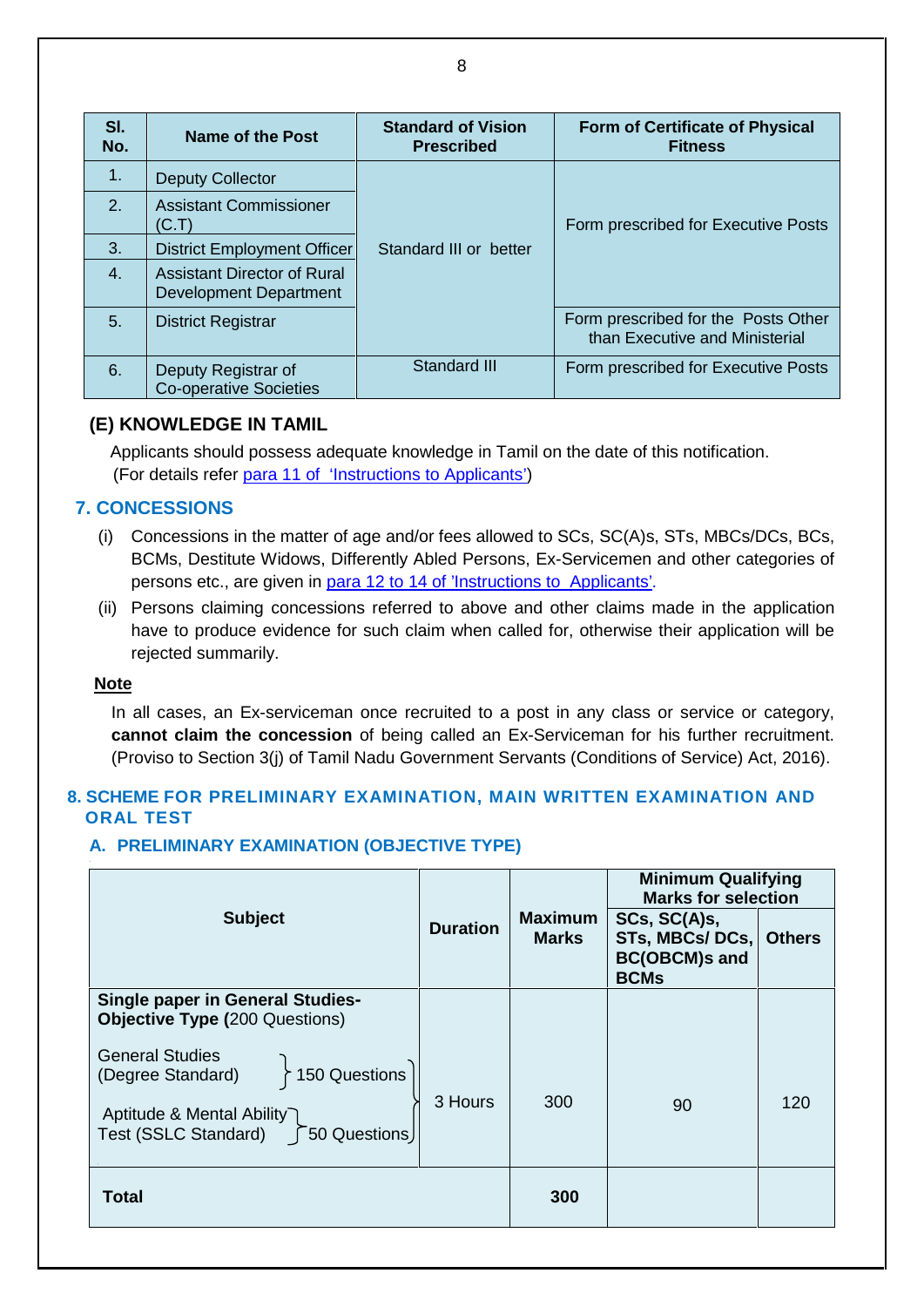| Sl. No. | Name of the Post | Standard of Vision Prescribed | Form of Certificate of Physical Fitness |
|---|---|---|---|
| 1. | Deputy Collector | Standard III or better | Form prescribed for Executive Posts |
| 2. | Assistant Commissioner (C.T) | | |
| 3. | District Employment Officer | | |
| 4. | Assistant Director of Rural Development Department | | |
| 5. | District Registrar | | Form prescribed for the Posts Other than Executive and Ministerial |
| 6. | Deputy Registrar of Co-operative Societies | Standard III | Form prescribed for Executive Posts |

### (E) KNOWLEDGE IN TAMIL

Applicants should possess adequate knowledge in Tamil on the date of this notification. (For details refer para 11 of 'Instructions to Applicants')

## 7. CONCESSIONS

(i) Concessions in the matter of age and/or fees allowed to SCs, SC(A)s, STs, MBCs/DCs, BCs, BCMs, Destitute Widows, Differently Abled Persons, Ex-Servicemen and other categories of persons etc., are given in para 12 to 14 of 'Instructions to Applicants'.

(ii) Persons claiming concessions referred to above and other claims made in the application have to produce evidence for such claim when called for, otherwise their application will be rejected summarily.

**Note**

In all cases, an Ex-serviceman once recruited to a post in any class or service or category, **cannot claim the concession** of being called an Ex-Serviceman for his further recruitment. (Proviso to Section 3(j) of Tamil Nadu Government Servants (Conditions of Service) Act, 2016).

## 8. SCHEME FOR PRELIMINARY EXAMINATION, MAIN WRITTEN EXAMINATION AND ORAL TEST

### A. PRELIMINARY EXAMINATION (OBJECTIVE TYPE)

| Subject | Duration | Maximum Marks | Minimum Qualifying Marks for selection | |
|---|---|---|---|---|
| | | | SCs, SC(A)s, STs, MBCs/ DCs, BC(OBCM)s and BCMs | Others |
| **Single paper in General Studies-Objective Type** (200 Questions)<br>General Studies (Degree Standard) } 150 Questions<br>Aptitude & Mental Ability Test (SSLC Standard) } 50 Questions | 3 Hours | 300 | 90 | 120 |
| **Total** | | **300** | | |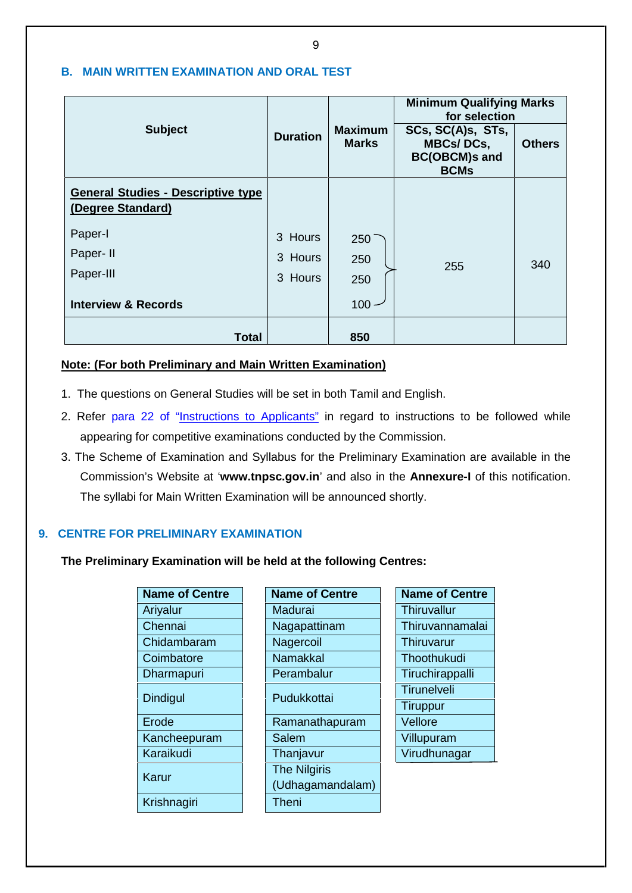## B. MAIN WRITTEN EXAMINATION AND ORAL TEST

| Subject | Duration | Maximum Marks | Minimum Qualifying Marks for selection | |
|---|---|---|---|---|
| | | | SCs, SC(A)s, STs, MBCs/ DCs, BC(OBCM)s and BCMs | Others |
| **General Studies - Descriptive type (Degree Standard)** | | | | |
| Paper-I | 3 Hours | 250 | 255 | 340 |
| Paper- II | 3 Hours | 250 | | |
| Paper-III | 3 Hours | 250 | | |
| **Interview & Records** | | 100 | | |
| **Total** | | **850** | | |

**Note: (For both Preliminary and Main Written Examination)**

1. The questions on General Studies will be set in both Tamil and English.
2. Refer para 22 of "Instructions to Applicants" in regard to instructions to be followed while appearing for competitive examinations conducted by the Commission.
3. The Scheme of Examination and Syllabus for the Preliminary Examination are available in the Commission's Website at '**www.tnpsc.gov.in**' and also in the **Annexure-I** of this notification. The syllabi for Main Written Examination will be announced shortly.

## 9. CENTRE FOR PRELIMINARY EXAMINATION

**The Preliminary Examination will be held at the following Centres:**

| Name of Centre | Name of Centre | Name of Centre |
|---|---|---|
| Ariyalur | Madurai | Thiruvallur |
| Chennai | Nagapattinam | Thiruvannamalai |
| Chidambaram | Nagercoil | Thiruvarur |
| Coimbatore | Namakkal | Thoothukudi |
| Dharmapuri | Perambalur | Tiruchirappalli |
| Dindigul | Pudukkottai | Tirunelveli |
| | | Tiruppur |
| Erode | Ramanathapuram | Vellore |
| Kancheepuram | Salem | Villupuram |
| Karaikudi | Thanjavur | Virudhunagar |
| Karur | The Nilgiris (Udhagamandalam) | |
| Krishnagiri | Theni | |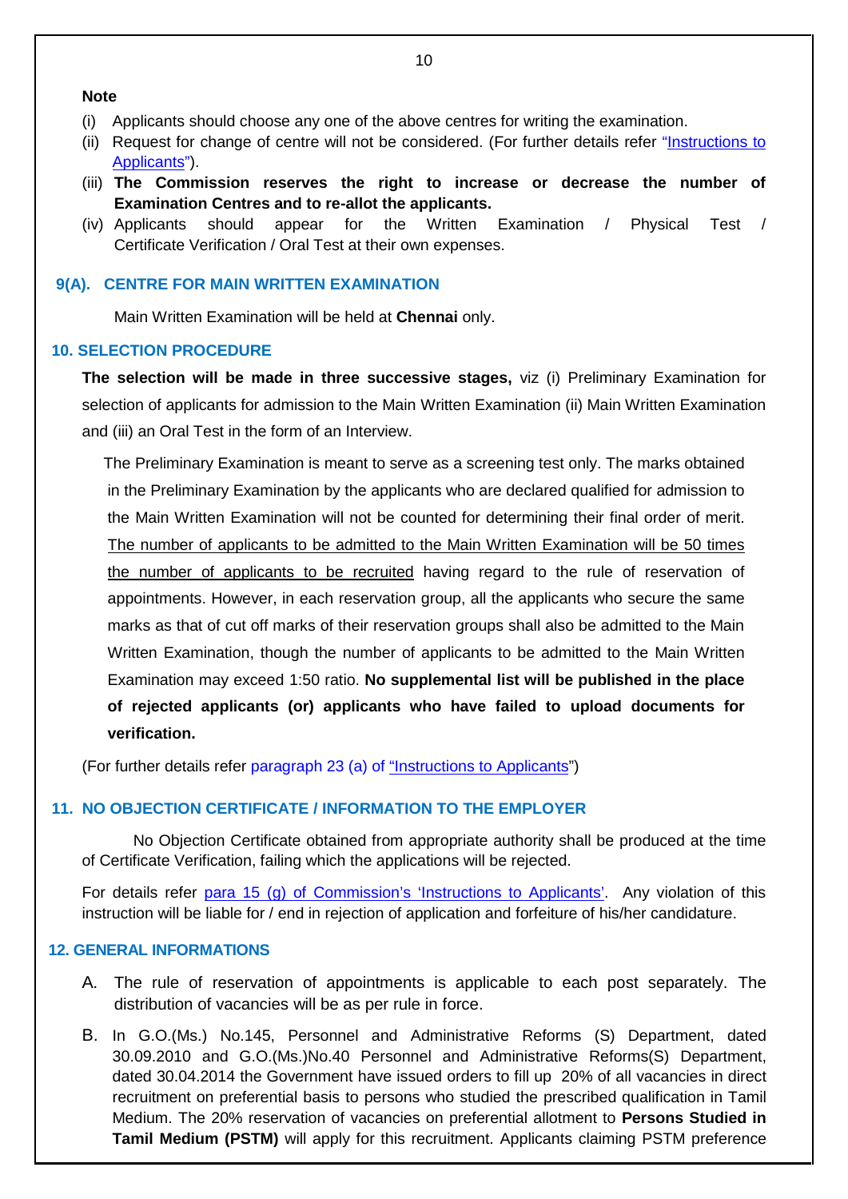**Note**

(i) Applicants should choose any one of the above centres for writing the examination.

(ii) Request for change of centre will not be considered. (For further details refer "Instructions to Applicants").

(iii) **The Commission reserves the right to increase or decrease the number of Examination Centres and to re-allot the applicants.**

(iv) Applicants should appear for the Written Examination / Physical Test / Certificate Verification / Oral Test at their own expenses.

## 9(A). CENTRE FOR MAIN WRITTEN EXAMINATION

Main Written Examination will be held at **Chennai** only.

## 10. SELECTION PROCEDURE

**The selection will be made in three successive stages,** viz (i) Preliminary Examination for selection of applicants for admission to the Main Written Examination (ii) Main Written Examination and (iii) an Oral Test in the form of an Interview.

The Preliminary Examination is meant to serve as a screening test only. The marks obtained in the Preliminary Examination by the applicants who are declared qualified for admission to the Main Written Examination will not be counted for determining their final order of merit. The number of applicants to be admitted to the Main Written Examination will be 50 times the number of applicants to be recruited having regard to the rule of reservation of appointments. However, in each reservation group, all the applicants who secure the same marks as that of cut off marks of their reservation groups shall also be admitted to the Main Written Examination, though the number of applicants to be admitted to the Main Written Examination may exceed 1:50 ratio. **No supplemental list will be published in the place of rejected applicants (or) applicants who have failed to upload documents for verification.**

(For further details refer paragraph 23 (a) of "Instructions to Applicants")

## 11. NO OBJECTION CERTIFICATE / INFORMATION TO THE EMPLOYER

No Objection Certificate obtained from appropriate authority shall be produced at the time of Certificate Verification, failing which the applications will be rejected.

For details refer para 15 (g) of Commission's 'Instructions to Applicants'. Any violation of this instruction will be liable for / end in rejection of application and forfeiture of his/her candidature.

## 12. GENERAL INFORMATIONS

A. The rule of reservation of appointments is applicable to each post separately. The distribution of vacancies will be as per rule in force.

B. In G.O.(Ms.) No.145, Personnel and Administrative Reforms (S) Department, dated 30.09.2010 and G.O.(Ms.)No.40 Personnel and Administrative Reforms(S) Department, dated 30.04.2014 the Government have issued orders to fill up 20% of all vacancies in direct recruitment on preferential basis to persons who studied the prescribed qualification in Tamil Medium. The 20% reservation of vacancies on preferential allotment to **Persons Studied in Tamil Medium (PSTM)** will apply for this recruitment. Applicants claiming PSTM preference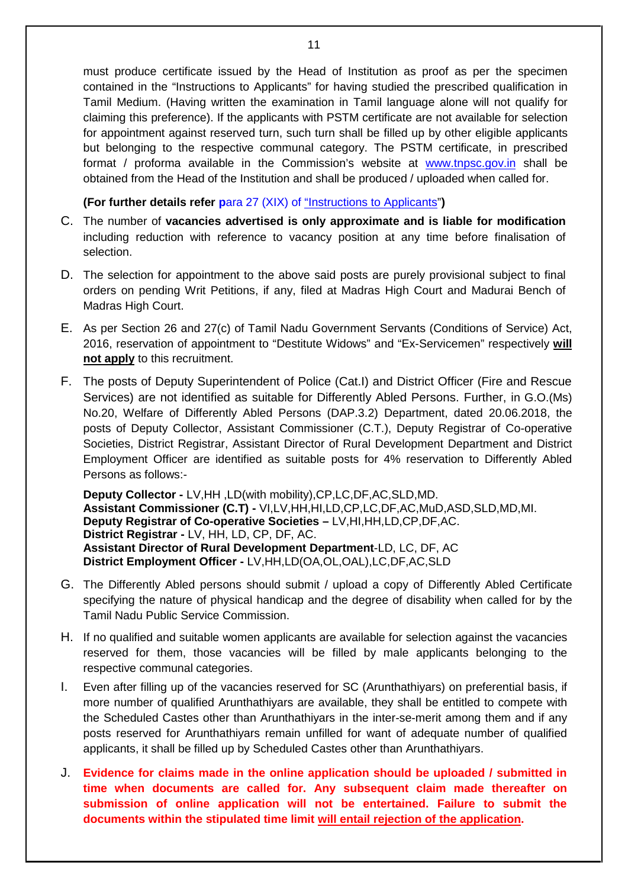must produce certificate issued by the Head of Institution as proof as per the specimen contained in the "Instructions to Applicants" for having studied the prescribed qualification in Tamil Medium. (Having written the examination in Tamil language alone will not qualify for claiming this preference). If the applicants with PSTM certificate are not available for selection for appointment against reserved turn, such turn shall be filled up by other eligible applicants but belonging to the respective communal category. The PSTM certificate, in prescribed format / proforma available in the Commission's website at www.tnpsc.gov.in shall be obtained from the Head of the Institution and shall be produced / uploaded when called for.

**(For further details refer para 27 (XIX) of "Instructions to Applicants")**

C. The number of **vacancies advertised is only approximate and is liable for modification** including reduction with reference to vacancy position at any time before finalisation of selection.

D. The selection for appointment to the above said posts are purely provisional subject to final orders on pending Writ Petitions, if any, filed at Madras High Court and Madurai Bench of Madras High Court.

E. As per Section 26 and 27(c) of Tamil Nadu Government Servants (Conditions of Service) Act, 2016, reservation of appointment to "Destitute Widows" and "Ex-Servicemen" respectively **will not apply** to this recruitment.

F. The posts of Deputy Superintendent of Police (Cat.I) and District Officer (Fire and Rescue Services) are not identified as suitable for Differently Abled Persons. Further, in G.O.(Ms) No.20, Welfare of Differently Abled Persons (DAP.3.2) Department, dated 20.06.2018, the posts of Deputy Collector, Assistant Commissioner (C.T.), Deputy Registrar of Co-operative Societies, District Registrar, Assistant Director of Rural Development Department and District Employment Officer are identified as suitable posts for 4% reservation to Differently Abled Persons as follows:-

   **Deputy Collector -** LV,HH ,LD(with mobility),CP,LC,DF,AC,SLD,MD.
   **Assistant Commissioner (C.T) -** VI,LV,HH,HI,LD,CP,LC,DF,AC,MuD,ASD,SLD,MD,MI.
   **Deputy Registrar of Co-operative Societies –** LV,HI,HH,LD,CP,DF,AC.
   **District Registrar -** LV, HH, LD, CP, DF, AC.
   **Assistant Director of Rural Development Department**-LD, LC, DF, AC
   **District Employment Officer -** LV,HH,LD(OA,OL,OAL),LC,DF,AC,SLD

G. The Differently Abled persons should submit / upload a copy of Differently Abled Certificate specifying the nature of physical handicap and the degree of disability when called for by the Tamil Nadu Public Service Commission.

H. If no qualified and suitable women applicants are available for selection against the vacancies reserved for them, those vacancies will be filled by male applicants belonging to the respective communal categories.

I. Even after filling up of the vacancies reserved for SC (Arunthathiyars) on preferential basis, if more number of qualified Arunthathiyars are available, they shall be entitled to compete with the Scheduled Castes other than Arunthathiyars in the inter-se-merit among them and if any posts reserved for Arunthathiyars remain unfilled for want of adequate number of qualified applicants, it shall be filled up by Scheduled Castes other than Arunthathiyars.

J. **Evidence for claims made in the online application should be uploaded / submitted in time when documents are called for. Any subsequent claim made thereafter on submission of online application will not be entertained. Failure to submit the documents within the stipulated time limit will entail rejection of the application.**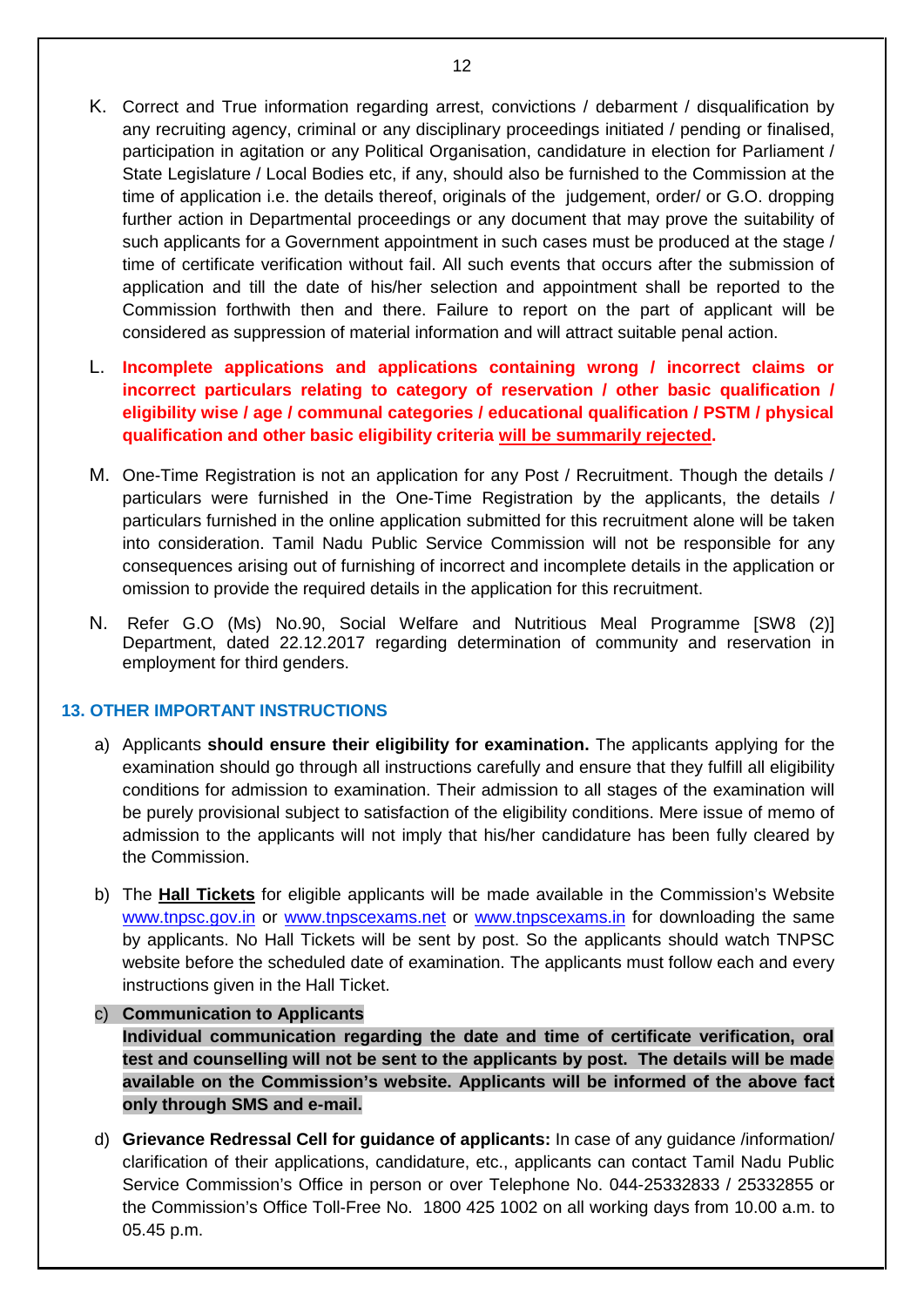K. Correct and True information regarding arrest, convictions / debarment / disqualification by any recruiting agency, criminal or any disciplinary proceedings initiated / pending or finalised, participation in agitation or any Political Organisation, candidature in election for Parliament / State Legislature / Local Bodies etc, if any, should also be furnished to the Commission at the time of application i.e. the details thereof, originals of the judgement, order/ or G.O. dropping further action in Departmental proceedings or any document that may prove the suitability of such applicants for a Government appointment in such cases must be produced at the stage / time of certificate verification without fail. All such events that occurs after the submission of application and till the date of his/her selection and appointment shall be reported to the Commission forthwith then and there. Failure to report on the part of applicant will be considered as suppression of material information and will attract suitable penal action.

L. **Incomplete applications and applications containing wrong / incorrect claims or incorrect particulars relating to category of reservation / other basic qualification / eligibility wise / age / communal categories / educational qualification / PSTM / physical qualification and other basic eligibility criteria <u>will be summarily rejected</u>.**

M. One-Time Registration is not an application for any Post / Recruitment. Though the details / particulars were furnished in the One-Time Registration by the applicants, the details / particulars furnished in the online application submitted for this recruitment alone will be taken into consideration. Tamil Nadu Public Service Commission will not be responsible for any consequences arising out of furnishing of incorrect and incomplete details in the application or omission to provide the required details in the application for this recruitment.

N. Refer G.O (Ms) No.90, Social Welfare and Nutritious Meal Programme [SW8 (2)] Department, dated 22.12.2017 regarding determination of community and reservation in employment for third genders.

## 13. OTHER IMPORTANT INSTRUCTIONS

a) Applicants **should ensure their eligibility for examination.** The applicants applying for the examination should go through all instructions carefully and ensure that they fulfill all eligibility conditions for admission to examination. Their admission to all stages of the examination will be purely provisional subject to satisfaction of the eligibility conditions. Mere issue of memo of admission to the applicants will not imply that his/her candidature has been fully cleared by the Commission.

b) The **<u>Hall Tickets</u>** for eligible applicants will be made available in the Commission's Website www.tnpsc.gov.in or www.tnpscexams.net or www.tnpscexams.in for downloading the same by applicants. No Hall Tickets will be sent by post. So the applicants should watch TNPSC website before the scheduled date of examination. The applicants must follow each and every instructions given in the Hall Ticket.

c) **Communication to Applicants**
**Individual communication regarding the date and time of certificate verification, oral test and counselling will not be sent to the applicants by post. The details will be made available on the Commission's website. Applicants will be informed of the above fact only through SMS and e-mail.**

d) **Grievance Redressal Cell for guidance of applicants:** In case of any guidance /information/ clarification of their applications, candidature, etc., applicants can contact Tamil Nadu Public Service Commission's Office in person or over Telephone No. 044-25332833 / 25332855 or the Commission's Office Toll-Free No. 1800 425 1002 on all working days from 10.00 a.m. to 05.45 p.m.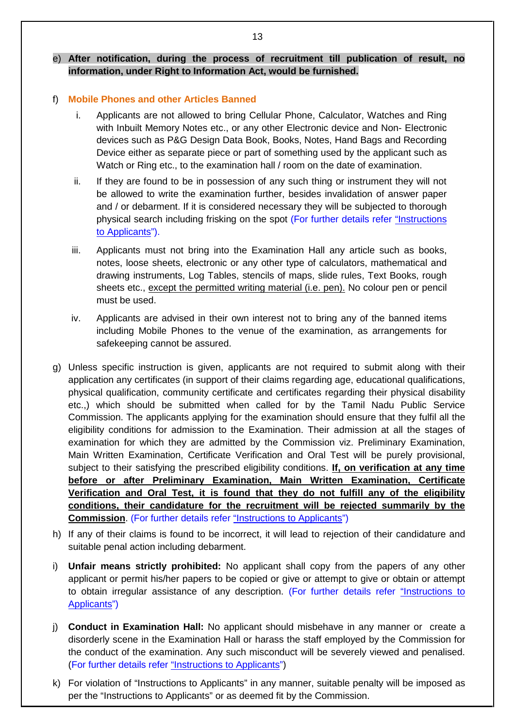e) **After notification, during the process of recruitment till publication of result, no information, under Right to Information Act, would be furnished.**

f) **Mobile Phones and other Articles Banned**

   i. Applicants are not allowed to bring Cellular Phone, Calculator, Watches and Ring with Inbuilt Memory Notes etc., or any other Electronic device and Non- Electronic devices such as P&G Design Data Book, Books, Notes, Hand Bags and Recording Device either as separate piece or part of something used by the applicant such as Watch or Ring etc., to the examination hall / room on the date of examination.

   ii. If they are found to be in possession of any such thing or instrument they will not be allowed to write the examination further, besides invalidation of answer paper and / or debarment. If it is considered necessary they will be subjected to thorough physical search including frisking on the spot (For further details refer "Instructions to Applicants").

   iii. Applicants must not bring into the Examination Hall any article such as books, notes, loose sheets, electronic or any other type of calculators, mathematical and drawing instruments, Log Tables, stencils of maps, slide rules, Text Books, rough sheets etc., except the permitted writing material (i.e. pen). No colour pen or pencil must be used.

   iv. Applicants are advised in their own interest not to bring any of the banned items including Mobile Phones to the venue of the examination, as arrangements for safekeeping cannot be assured.

g) Unless specific instruction is given, applicants are not required to submit along with their application any certificates (in support of their claims regarding age, educational qualifications, physical qualification, community certificate and certificates regarding their physical disability etc.,) which should be submitted when called for by the Tamil Nadu Public Service Commission. The applicants applying for the examination should ensure that they fulfil all the eligibility conditions for admission to the Examination. Their admission at all the stages of examination for which they are admitted by the Commission viz. Preliminary Examination, Main Written Examination, Certificate Verification and Oral Test will be purely provisional, subject to their satisfying the prescribed eligibility conditions. **If, on verification at any time before or after Preliminary Examination, Main Written Examination, Certificate Verification and Oral Test, it is found that they do not fulfill any of the eligibility conditions, their candidature for the recruitment will be rejected summarily by the Commission**. (For further details refer "Instructions to Applicants")

h) If any of their claims is found to be incorrect, it will lead to rejection of their candidature and suitable penal action including debarment.

i) **Unfair means strictly prohibited:** No applicant shall copy from the papers of any other applicant or permit his/her papers to be copied or give or attempt to give or obtain or attempt to obtain irregular assistance of any description. (For further details refer "Instructions to Applicants")

j) **Conduct in Examination Hall:** No applicant should misbehave in any manner or create a disorderly scene in the Examination Hall or harass the staff employed by the Commission for the conduct of the examination. Any such misconduct will be severely viewed and penalised. (For further details refer "Instructions to Applicants")

k) For violation of "Instructions to Applicants" in any manner, suitable penalty will be imposed as per the "Instructions to Applicants" or as deemed fit by the Commission.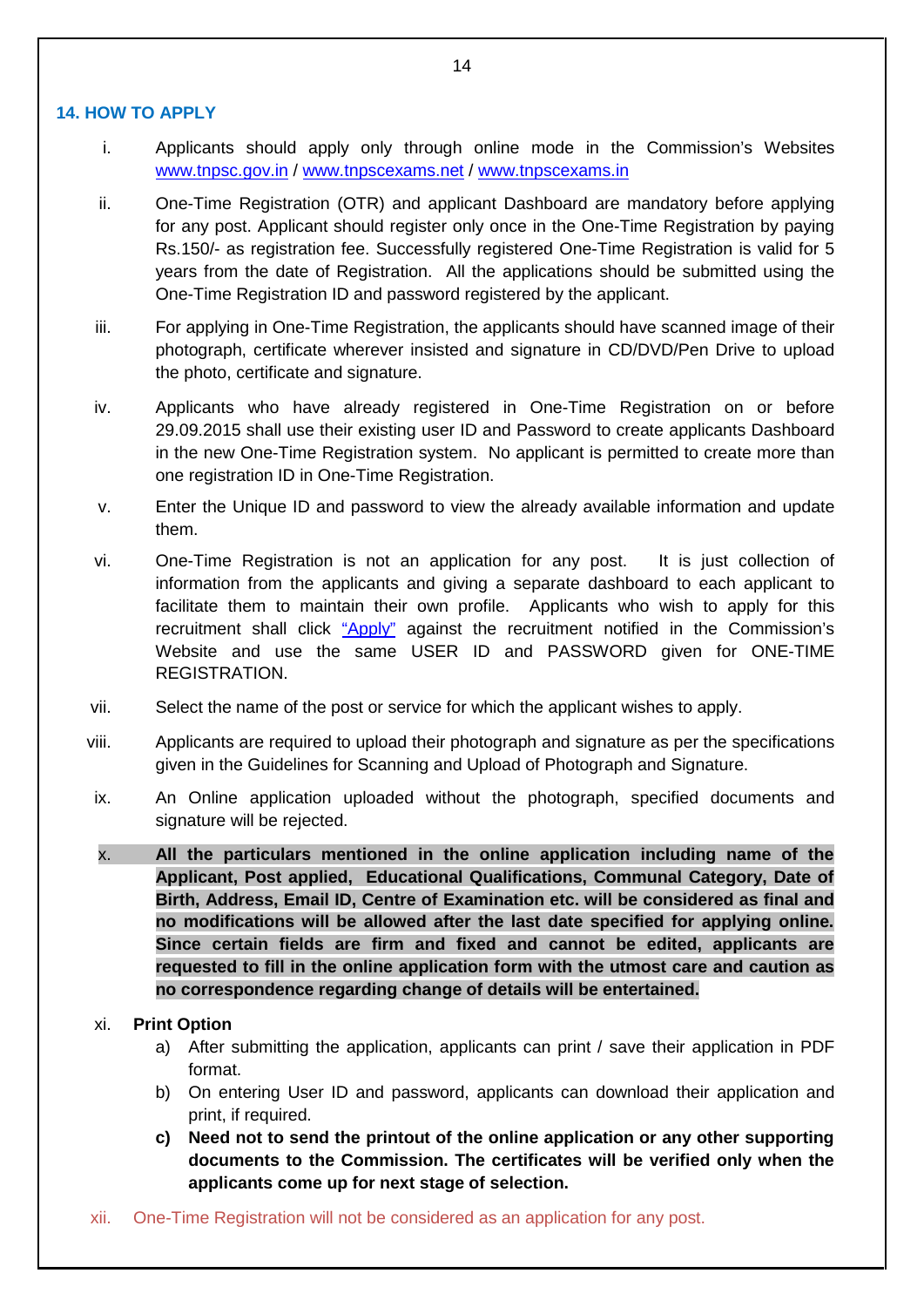## 14. HOW TO APPLY

i. Applicants should apply only through online mode in the Commission's Websites www.tnpsc.gov.in / www.tnpscexams.net / www.tnpscexams.in

ii. One-Time Registration (OTR) and applicant Dashboard are mandatory before applying for any post. Applicant should register only once in the One-Time Registration by paying Rs.150/- as registration fee. Successfully registered One-Time Registration is valid for 5 years from the date of Registration. All the applications should be submitted using the One-Time Registration ID and password registered by the applicant.

iii. For applying in One-Time Registration, the applicants should have scanned image of their photograph, certificate wherever insisted and signature in CD/DVD/Pen Drive to upload the photo, certificate and signature.

iv. Applicants who have already registered in One-Time Registration on or before 29.09.2015 shall use their existing user ID and Password to create applicants Dashboard in the new One-Time Registration system. No applicant is permitted to create more than one registration ID in One-Time Registration.

v. Enter the Unique ID and password to view the already available information and update them.

vi. One-Time Registration is not an application for any post. It is just collection of information from the applicants and giving a separate dashboard to each applicant to facilitate them to maintain their own profile. Applicants who wish to apply for this recruitment shall click "Apply" against the recruitment notified in the Commission's Website and use the same USER ID and PASSWORD given for ONE-TIME REGISTRATION.

vii. Select the name of the post or service for which the applicant wishes to apply.

viii. Applicants are required to upload their photograph and signature as per the specifications given in the Guidelines for Scanning and Upload of Photograph and Signature.

ix. An Online application uploaded without the photograph, specified documents and signature will be rejected.

x. **All the particulars mentioned in the online application including name of the Applicant, Post applied, Educational Qualifications, Communal Category, Date of Birth, Address, Email ID, Centre of Examination etc. will be considered as final and no modifications will be allowed after the last date specified for applying online. Since certain fields are firm and fixed and cannot be edited, applicants are requested to fill in the online application form with the utmost care and caution as no correspondence regarding change of details will be entertained.**

xi. **Print Option**

a) After submitting the application, applicants can print / save their application in PDF format.

b) On entering User ID and password, applicants can download their application and print, if required.

c) **Need not to send the printout of the online application or any other supporting documents to the Commission. The certificates will be verified only when the applicants come up for next stage of selection.**

xii. One-Time Registration will not be considered as an application for any post.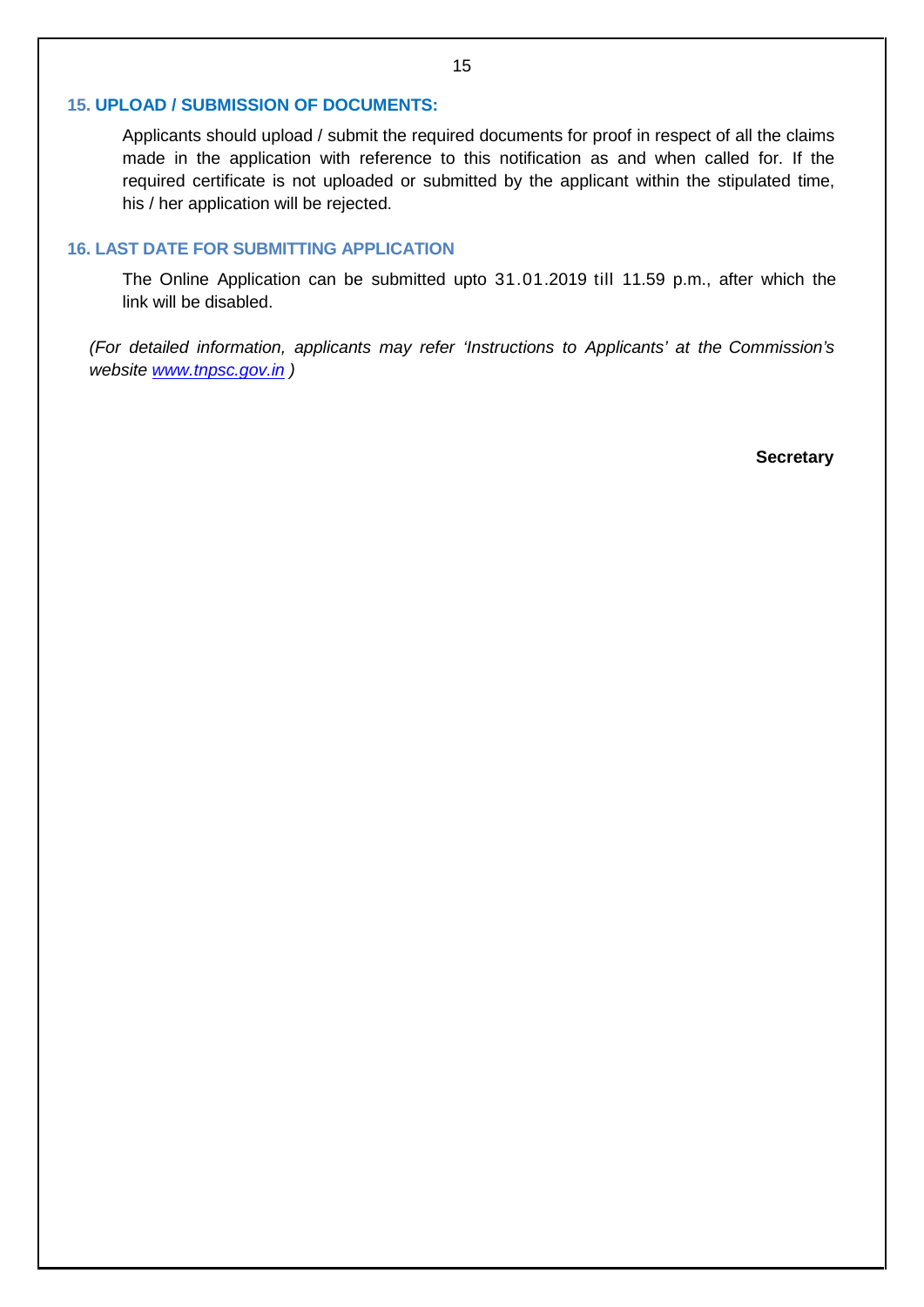## 15. UPLOAD / SUBMISSION OF DOCUMENTS:

Applicants should upload / submit the required documents for proof in respect of all the claims made in the application with reference to this notification as and when called for. If the required certificate is not uploaded or submitted by the applicant within the stipulated time, his / her application will be rejected.

## 16. LAST DATE FOR SUBMITTING APPLICATION

The Online Application can be submitted upto 31.01.2019 till 11.59 p.m., after which the link will be disabled.

*(For detailed information, applicants may refer 'Instructions to Applicants' at the Commission's website [www.tnpsc.gov.in](http://www.tnpsc.gov.in) )*

**Secretary**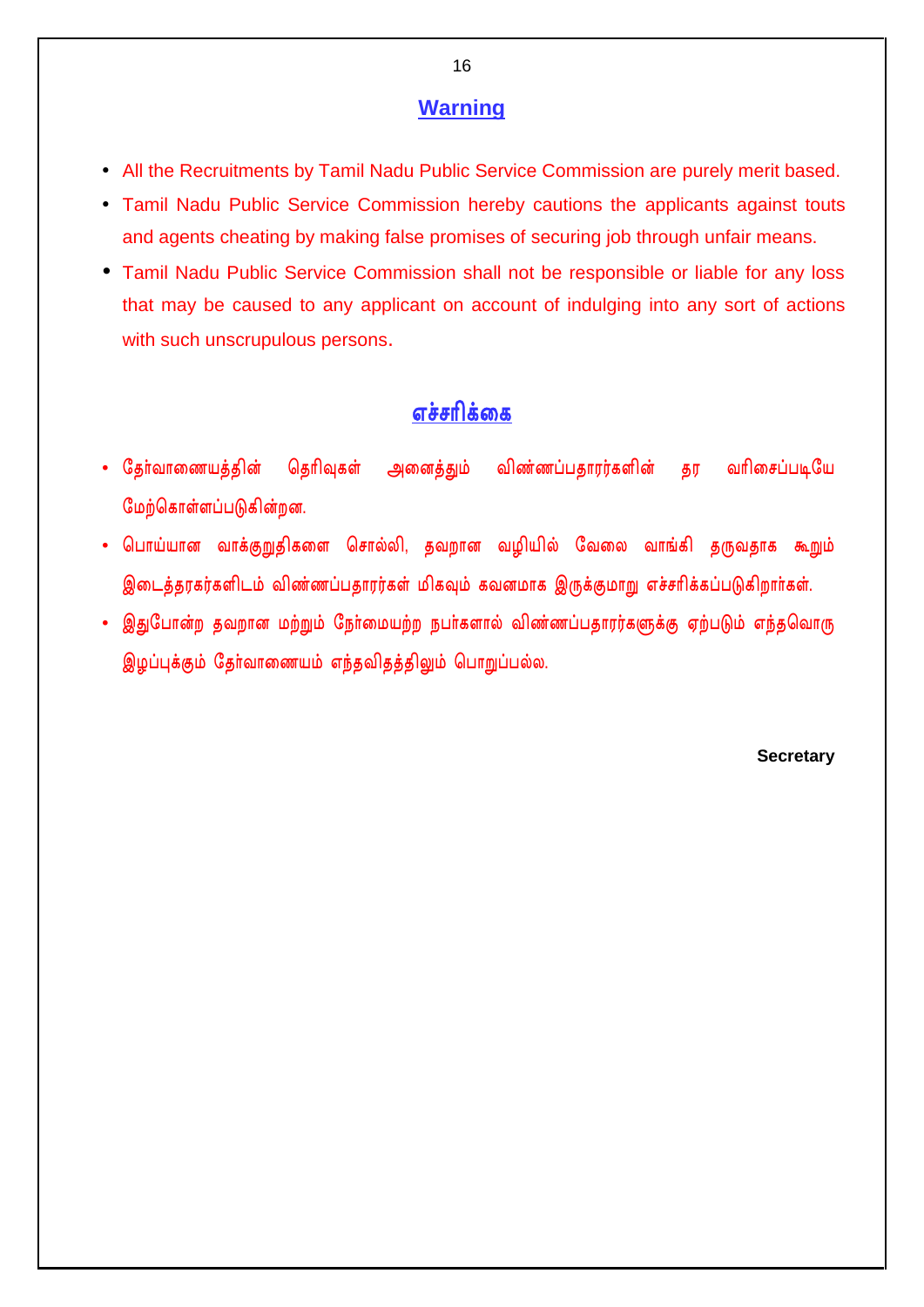## Warning

- All the Recruitments by Tamil Nadu Public Service Commission are purely merit based.
- Tamil Nadu Public Service Commission hereby cautions the applicants against touts and agents cheating by making false promises of securing job through unfair means.
- Tamil Nadu Public Service Commission shall not be responsible or liable for any loss that may be caused to any applicant on account of indulging into any sort of actions with such unscrupulous persons.

## எச்சரிக்கை

- தேர்வாணையத்தின் தெரிவுகள் அனைத்தும் விண்ணப்பதாரர்களின் தர வரிசைப்படியே மேற்கொள்ளப்படுகின்றன.
- பொய்யான வாக்குறுதிகளை சொல்லி, தவறான வழியில் வேலை வாங்கி தருவதாக கூறும் இடைத்தரகர்களிடம் விண்ணப்பதாரர்கள் மிகவும் கவனமாக இருக்குமாறு எச்சரிக்கப்படுகிறார்கள்.
- இதுபோன்ற தவறான மற்றும் நேர்மையற்ற நபர்களால் விண்ணப்பதாரர்களுக்கு ஏற்படும் எந்தவொரு இழப்புக்கும் தேர்வாணையம் எந்தவிதத்திலும் பொறுப்பல்ல.

**Secretary**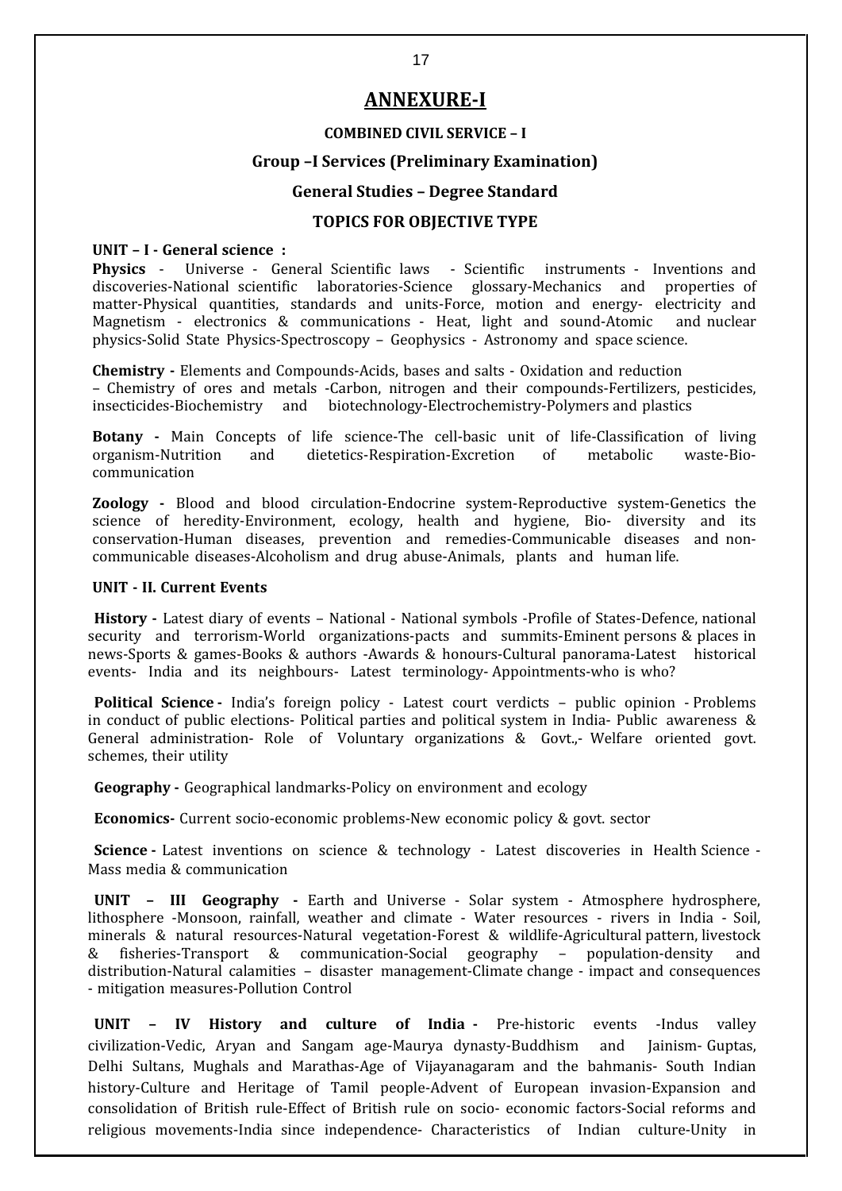# ANNEXURE-I

### COMBINED CIVIL SERVICE – I

### Group –I Services (Preliminary Examination)

### General Studies – Degree Standard

### TOPICS FOR OBJECTIVE TYPE

**UNIT – I - General science :**

**Physics** - Universe - General Scientific laws - Scientific instruments - Inventions and discoveries-National scientific laboratories-Science glossary-Mechanics and properties of matter-Physical quantities, standards and units-Force, motion and energy- electricity and Magnetism - electronics & communications - Heat, light and sound-Atomic and nuclear physics-Solid State Physics-Spectroscopy – Geophysics - Astronomy and space science.

**Chemistry -** Elements and Compounds-Acids, bases and salts - Oxidation and reduction – Chemistry of ores and metals -Carbon, nitrogen and their compounds-Fertilizers, pesticides, insecticides-Biochemistry and biotechnology-Electrochemistry-Polymers and plastics

**Botany -** Main Concepts of life science-The cell-basic unit of life-Classification of living organism-Nutrition and dietetics-Respiration-Excretion of metabolic waste-Bio-communication

**Zoology -** Blood and blood circulation-Endocrine system-Reproductive system-Genetics the science of heredity-Environment, ecology, health and hygiene, Bio- diversity and its conservation-Human diseases, prevention and remedies-Communicable diseases and non-communicable diseases-Alcoholism and drug abuse-Animals, plants and human life.

**UNIT - II. Current Events**

**History -** Latest diary of events – National - National symbols -Profile of States-Defence, national security and terrorism-World organizations-pacts and summits-Eminent persons & places in news-Sports & games-Books & authors -Awards & honours-Cultural panorama-Latest historical events- India and its neighbours- Latest terminology- Appointments-who is who?

**Political Science -** India's foreign policy - Latest court verdicts – public opinion - Problems in conduct of public elections- Political parties and political system in India- Public awareness & General administration- Role of Voluntary organizations & Govt.,- Welfare oriented govt. schemes, their utility

**Geography -** Geographical landmarks-Policy on environment and ecology

**Economics-** Current socio-economic problems-New economic policy & govt. sector

**Science -** Latest inventions on science & technology - Latest discoveries in Health Science - Mass media & communication

**UNIT – III Geography -** Earth and Universe - Solar system - Atmosphere hydrosphere, lithosphere -Monsoon, rainfall, weather and climate - Water resources - rivers in India - Soil, minerals & natural resources-Natural vegetation-Forest & wildlife-Agricultural pattern, livestock & fisheries-Transport & communication-Social geography – population-density and distribution-Natural calamities – disaster management-Climate change - impact and consequences - mitigation measures-Pollution Control

**UNIT – IV History and culture of India -** Pre-historic events -Indus valley civilization-Vedic, Aryan and Sangam age-Maurya dynasty-Buddhism and Jainism- Guptas, Delhi Sultans, Mughals and Marathas-Age of Vijayanagaram and the bahmanis- South Indian history-Culture and Heritage of Tamil people-Advent of European invasion-Expansion and consolidation of British rule-Effect of British rule on socio- economic factors-Social reforms and religious movements-India since independence- Characteristics of Indian culture-Unity in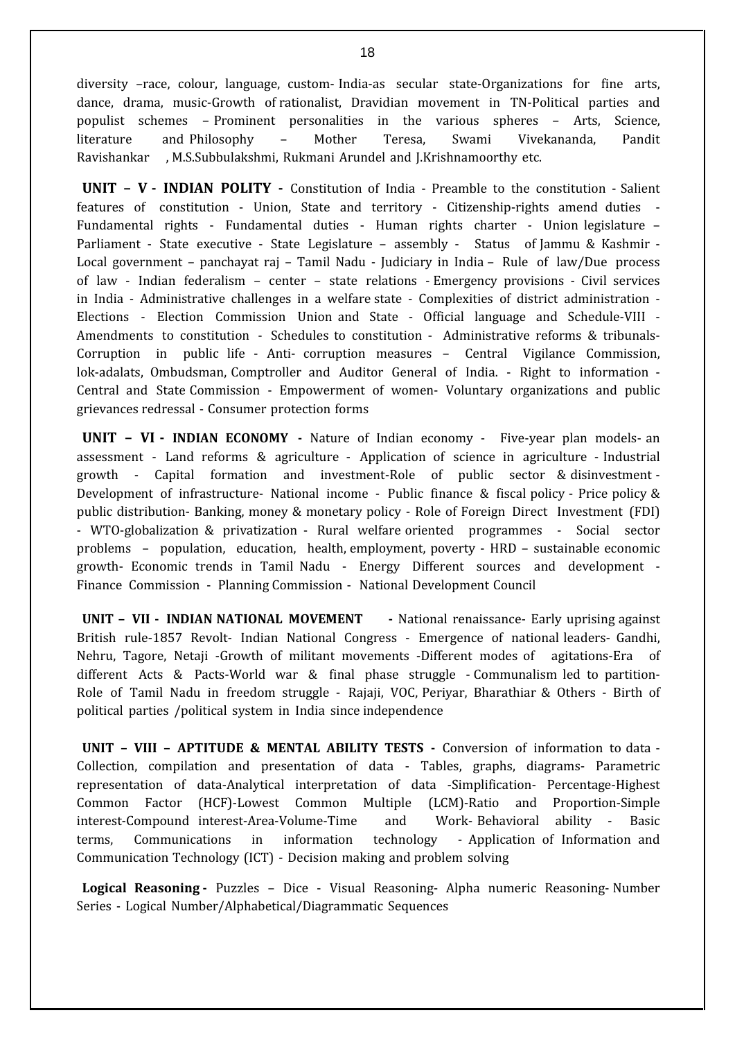diversity –race, colour, language, custom- India-as secular state-Organizations for fine arts, dance, drama, music-Growth of rationalist, Dravidian movement in TN-Political parties and populist schemes – Prominent personalities in the various spheres – Arts, Science, literature and Philosophy – Mother Teresa, Swami Vivekananda, Pandit Ravishankar , M.S.Subbulakshmi, Rukmani Arundel and J.Krishnamoorthy etc.

**UNIT – V - INDIAN POLITY -** Constitution of India - Preamble to the constitution - Salient features of constitution - Union, State and territory - Citizenship-rights amend duties - Fundamental rights - Fundamental duties - Human rights charter - Union legislature – Parliament - State executive - State Legislature – assembly - Status of Jammu & Kashmir - Local government – panchayat raj – Tamil Nadu - Judiciary in India – Rule of law/Due process of law - Indian federalism – center – state relations - Emergency provisions - Civil services in India - Administrative challenges in a welfare state - Complexities of district administration - Elections - Election Commission Union and State - Official language and Schedule-VIII - Amendments to constitution - Schedules to constitution - Administrative reforms & tribunals- Corruption in public life - Anti- corruption measures – Central Vigilance Commission, lok-adalats, Ombudsman, Comptroller and Auditor General of India. - Right to information - Central and State Commission - Empowerment of women- Voluntary organizations and public grievances redressal - Consumer protection forms

**UNIT – VI - INDIAN ECONOMY -** Nature of Indian economy - Five-year plan models- an assessment - Land reforms & agriculture - Application of science in agriculture - Industrial growth - Capital formation and investment-Role of public sector & disinvestment - Development of infrastructure- National income - Public finance & fiscal policy - Price policy & public distribution- Banking, money & monetary policy - Role of Foreign Direct Investment (FDI) - WTO-globalization & privatization - Rural welfare oriented programmes - Social sector problems – population, education, health, employment, poverty - HRD – sustainable economic growth- Economic trends in Tamil Nadu - Energy Different sources and development - Finance Commission - Planning Commission - National Development Council

**UNIT – VII - INDIAN NATIONAL MOVEMENT -** National renaissance- Early uprising against British rule-1857 Revolt- Indian National Congress - Emergence of national leaders- Gandhi, Nehru, Tagore, Netaji -Growth of militant movements -Different modes of agitations-Era of different Acts & Pacts-World war & final phase struggle - Communalism led to partition- Role of Tamil Nadu in freedom struggle - Rajaji, VOC, Periyar, Bharathiar & Others - Birth of political parties /political system in India since independence

**UNIT – VIII – APTITUDE & MENTAL ABILITY TESTS -** Conversion of information to data - Collection, compilation and presentation of data - Tables, graphs, diagrams- Parametric representation of data-Analytical interpretation of data -Simplification- Percentage-Highest Common Factor (HCF)-Lowest Common Multiple (LCM)-Ratio and Proportion-Simple interest-Compound interest-Area-Volume-Time and Work- Behavioral ability - Basic terms, Communications in information technology - Application of Information and Communication Technology (ICT) - Decision making and problem solving

**Logical Reasoning -** Puzzles – Dice - Visual Reasoning- Alpha numeric Reasoning- Number Series - Logical Number/Alphabetical/Diagrammatic Sequences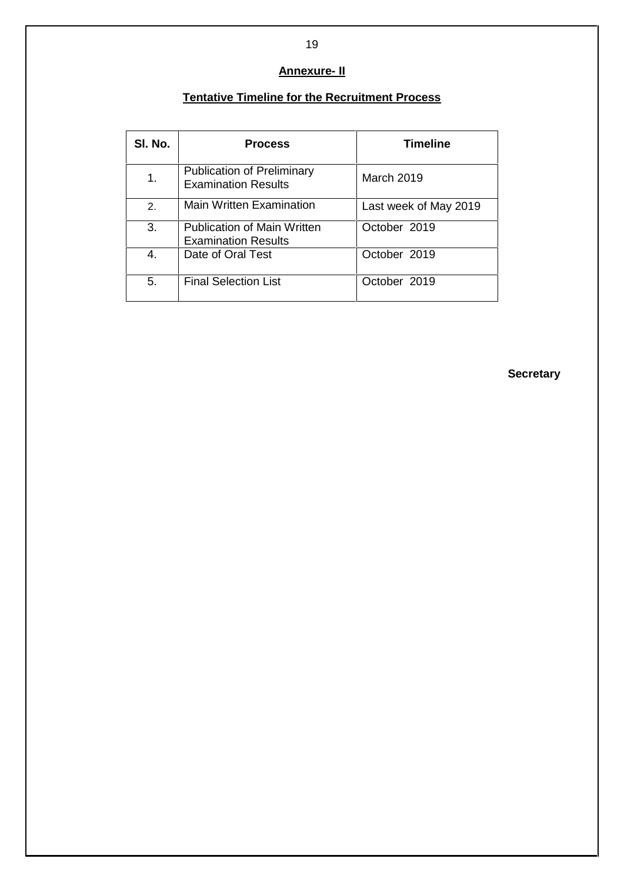## Annexure- II

### Tentative Timeline for the Recruitment Process

| Sl. No. | Process | Timeline |
|---|---|---|
| 1. | Publication of Preliminary Examination Results | March 2019 |
| 2. | Main Written Examination | Last week of May 2019 |
| 3. | Publication of Main Written Examination Results | October 2019 |
| 4. | Date of Oral Test | October 2019 |
| 5. | Final Selection List | October 2019 |

**Secretary**